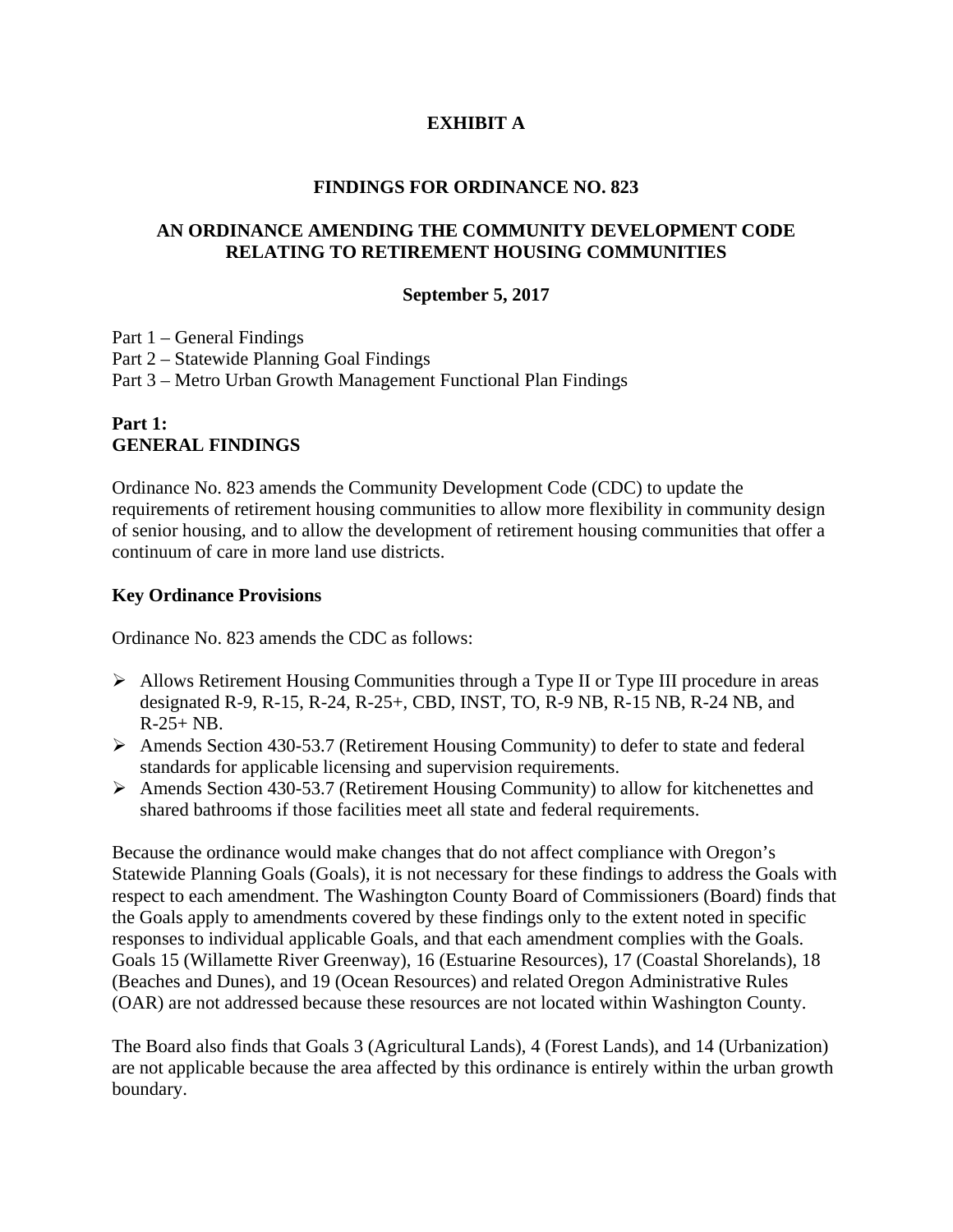# EXHIBIT A

## FINDINGS FOR ORDINANCE NO. 823

## AN ORDINANCE AMENDING THE COMMUNITY DEVELOPMENT CODE RELATING TO RETIREMENT HOUSING COMMUNITIES

**September 5, 2017**

Part 1 – General Findings
Part 2 – Statewide Planning Goal Findings
Part 3 – Metro Urban Growth Management Functional Plan Findings

## Part 1: GENERAL FINDINGS

Ordinance No. 823 amends the Community Development Code (CDC) to update the requirements of retirement housing communities to allow more flexibility in community design of senior housing, and to allow the development of retirement housing communities that offer a continuum of care in more land use districts.

### Key Ordinance Provisions

Ordinance No. 823 amends the CDC as follows:

- Allows Retirement Housing Communities through a Type II or Type III procedure in areas designated R-9, R-15, R-24, R-25+, CBD, INST, TO, R-9 NB, R-15 NB, R-24 NB, and R-25+ NB.
- Amends Section 430-53.7 (Retirement Housing Community) to defer to state and federal standards for applicable licensing and supervision requirements.
- Amends Section 430-53.7 (Retirement Housing Community) to allow for kitchenettes and shared bathrooms if those facilities meet all state and federal requirements.

Because the ordinance would make changes that do not affect compliance with Oregon's Statewide Planning Goals (Goals), it is not necessary for these findings to address the Goals with respect to each amendment. The Washington County Board of Commissioners (Board) finds that the Goals apply to amendments covered by these findings only to the extent noted in specific responses to individual applicable Goals, and that each amendment complies with the Goals. Goals 15 (Willamette River Greenway), 16 (Estuarine Resources), 17 (Coastal Shorelands), 18 (Beaches and Dunes), and 19 (Ocean Resources) and related Oregon Administrative Rules (OAR) are not addressed because these resources are not located within Washington County.

The Board also finds that Goals 3 (Agricultural Lands), 4 (Forest Lands), and 14 (Urbanization) are not applicable because the area affected by this ordinance is entirely within the urban growth boundary.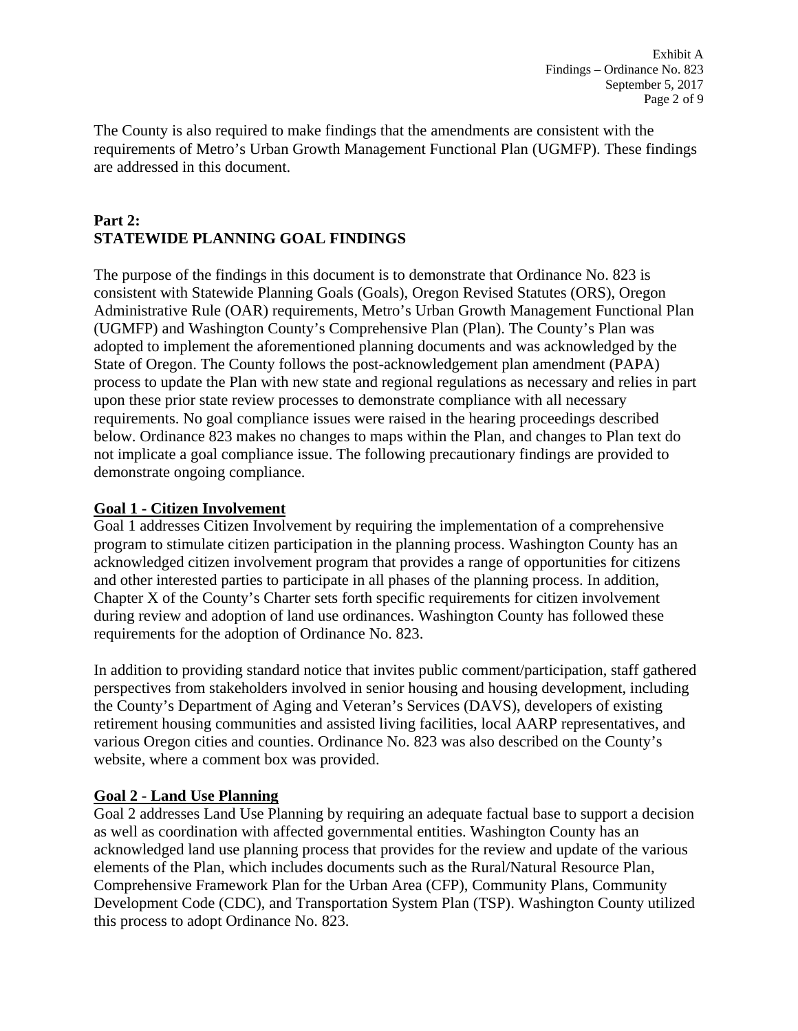The County is also required to make findings that the amendments are consistent with the requirements of Metro's Urban Growth Management Functional Plan (UGMFP). These findings are addressed in this document.

## Part 2:
## STATEWIDE PLANNING GOAL FINDINGS

The purpose of the findings in this document is to demonstrate that Ordinance No. 823 is consistent with Statewide Planning Goals (Goals), Oregon Revised Statutes (ORS), Oregon Administrative Rule (OAR) requirements, Metro's Urban Growth Management Functional Plan (UGMFP) and Washington County's Comprehensive Plan (Plan). The County's Plan was adopted to implement the aforementioned planning documents and was acknowledged by the State of Oregon. The County follows the post-acknowledgement plan amendment (PAPA) process to update the Plan with new state and regional regulations as necessary and relies in part upon these prior state review processes to demonstrate compliance with all necessary requirements. No goal compliance issues were raised in the hearing proceedings described below. Ordinance 823 makes no changes to maps within the Plan, and changes to Plan text do not implicate a goal compliance issue. The following precautionary findings are provided to demonstrate ongoing compliance.

### Goal 1 - Citizen Involvement

Goal 1 addresses Citizen Involvement by requiring the implementation of a comprehensive program to stimulate citizen participation in the planning process. Washington County has an acknowledged citizen involvement program that provides a range of opportunities for citizens and other interested parties to participate in all phases of the planning process. In addition, Chapter X of the County's Charter sets forth specific requirements for citizen involvement during review and adoption of land use ordinances. Washington County has followed these requirements for the adoption of Ordinance No. 823.

In addition to providing standard notice that invites public comment/participation, staff gathered perspectives from stakeholders involved in senior housing and housing development, including the County's Department of Aging and Veteran's Services (DAVS), developers of existing retirement housing communities and assisted living facilities, local AARP representatives, and various Oregon cities and counties. Ordinance No. 823 was also described on the County's website, where a comment box was provided.

### Goal 2 - Land Use Planning

Goal 2 addresses Land Use Planning by requiring an adequate factual base to support a decision as well as coordination with affected governmental entities. Washington County has an acknowledged land use planning process that provides for the review and update of the various elements of the Plan, which includes documents such as the Rural/Natural Resource Plan, Comprehensive Framework Plan for the Urban Area (CFP), Community Plans, Community Development Code (CDC), and Transportation System Plan (TSP). Washington County utilized this process to adopt Ordinance No. 823.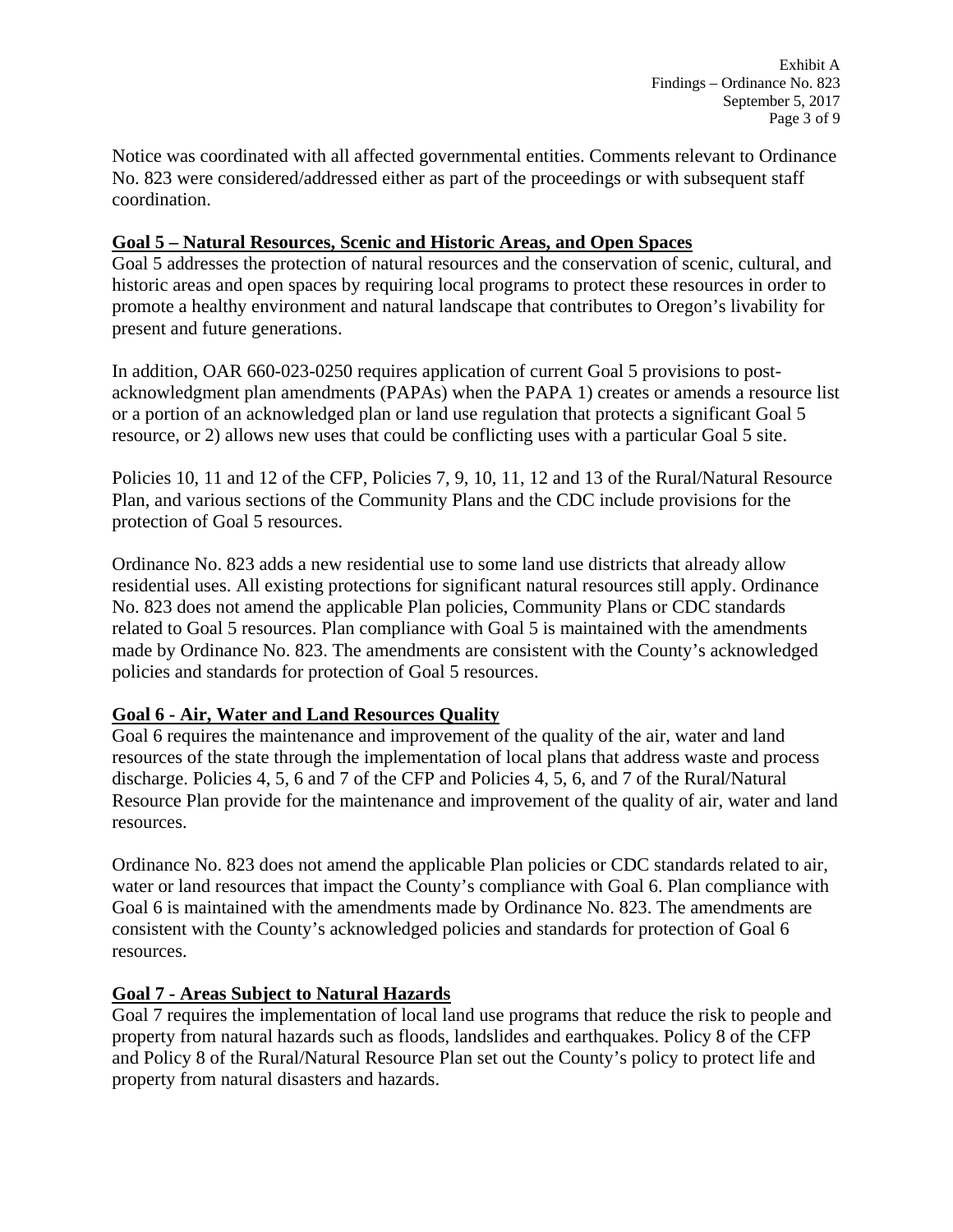Notice was coordinated with all affected governmental entities. Comments relevant to Ordinance No. 823 were considered/addressed either as part of the proceedings or with subsequent staff coordination.

## Goal 5 – Natural Resources, Scenic and Historic Areas, and Open Spaces

Goal 5 addresses the protection of natural resources and the conservation of scenic, cultural, and historic areas and open spaces by requiring local programs to protect these resources in order to promote a healthy environment and natural landscape that contributes to Oregon's livability for present and future generations.

In addition, OAR 660-023-0250 requires application of current Goal 5 provisions to post-acknowledgment plan amendments (PAPAs) when the PAPA 1) creates or amends a resource list or a portion of an acknowledged plan or land use regulation that protects a significant Goal 5 resource, or 2) allows new uses that could be conflicting uses with a particular Goal 5 site.

Policies 10, 11 and 12 of the CFP, Policies 7, 9, 10, 11, 12 and 13 of the Rural/Natural Resource Plan, and various sections of the Community Plans and the CDC include provisions for the protection of Goal 5 resources.

Ordinance No. 823 adds a new residential use to some land use districts that already allow residential uses. All existing protections for significant natural resources still apply. Ordinance No. 823 does not amend the applicable Plan policies, Community Plans or CDC standards related to Goal 5 resources. Plan compliance with Goal 5 is maintained with the amendments made by Ordinance No. 823. The amendments are consistent with the County's acknowledged policies and standards for protection of Goal 5 resources.

## Goal 6 - Air, Water and Land Resources Quality

Goal 6 requires the maintenance and improvement of the quality of the air, water and land resources of the state through the implementation of local plans that address waste and process discharge. Policies 4, 5, 6 and 7 of the CFP and Policies 4, 5, 6, and 7 of the Rural/Natural Resource Plan provide for the maintenance and improvement of the quality of air, water and land resources.

Ordinance No. 823 does not amend the applicable Plan policies or CDC standards related to air, water or land resources that impact the County's compliance with Goal 6. Plan compliance with Goal 6 is maintained with the amendments made by Ordinance No. 823. The amendments are consistent with the County's acknowledged policies and standards for protection of Goal 6 resources.

## Goal 7 - Areas Subject to Natural Hazards

Goal 7 requires the implementation of local land use programs that reduce the risk to people and property from natural hazards such as floods, landslides and earthquakes. Policy 8 of the CFP and Policy 8 of the Rural/Natural Resource Plan set out the County's policy to protect life and property from natural disasters and hazards.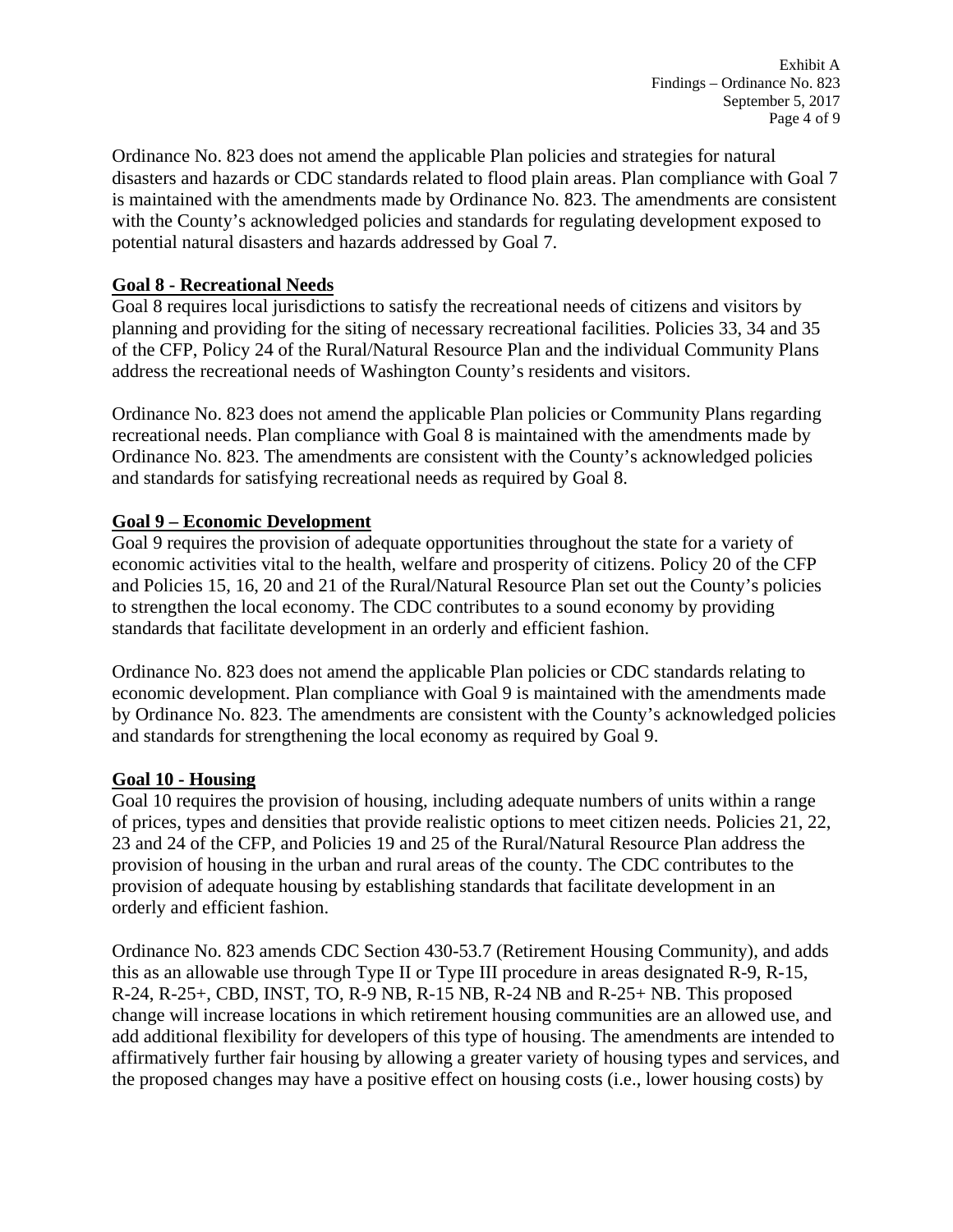Ordinance No. 823 does not amend the applicable Plan policies and strategies for natural disasters and hazards or CDC standards related to flood plain areas. Plan compliance with Goal 7 is maintained with the amendments made by Ordinance No. 823. The amendments are consistent with the County's acknowledged policies and standards for regulating development exposed to potential natural disasters and hazards addressed by Goal 7.

**Goal 8 - Recreational Needs**

Goal 8 requires local jurisdictions to satisfy the recreational needs of citizens and visitors by planning and providing for the siting of necessary recreational facilities. Policies 33, 34 and 35 of the CFP, Policy 24 of the Rural/Natural Resource Plan and the individual Community Plans address the recreational needs of Washington County's residents and visitors.

Ordinance No. 823 does not amend the applicable Plan policies or Community Plans regarding recreational needs. Plan compliance with Goal 8 is maintained with the amendments made by Ordinance No. 823. The amendments are consistent with the County's acknowledged policies and standards for satisfying recreational needs as required by Goal 8.

**Goal 9 – Economic Development**

Goal 9 requires the provision of adequate opportunities throughout the state for a variety of economic activities vital to the health, welfare and prosperity of citizens. Policy 20 of the CFP and Policies 15, 16, 20 and 21 of the Rural/Natural Resource Plan set out the County's policies to strengthen the local economy. The CDC contributes to a sound economy by providing standards that facilitate development in an orderly and efficient fashion.

Ordinance No. 823 does not amend the applicable Plan policies or CDC standards relating to economic development. Plan compliance with Goal 9 is maintained with the amendments made by Ordinance No. 823. The amendments are consistent with the County's acknowledged policies and standards for strengthening the local economy as required by Goal 9.

**Goal 10 - Housing**

Goal 10 requires the provision of housing, including adequate numbers of units within a range of prices, types and densities that provide realistic options to meet citizen needs. Policies 21, 22, 23 and 24 of the CFP, and Policies 19 and 25 of the Rural/Natural Resource Plan address the provision of housing in the urban and rural areas of the county. The CDC contributes to the provision of adequate housing by establishing standards that facilitate development in an orderly and efficient fashion.

Ordinance No. 823 amends CDC Section 430-53.7 (Retirement Housing Community), and adds this as an allowable use through Type II or Type III procedure in areas designated R-9, R-15, R-24, R-25+, CBD, INST, TO, R-9 NB, R-15 NB, R-24 NB and R-25+ NB. This proposed change will increase locations in which retirement housing communities are an allowed use, and add additional flexibility for developers of this type of housing. The amendments are intended to affirmatively further fair housing by allowing a greater variety of housing types and services, and the proposed changes may have a positive effect on housing costs (i.e., lower housing costs) by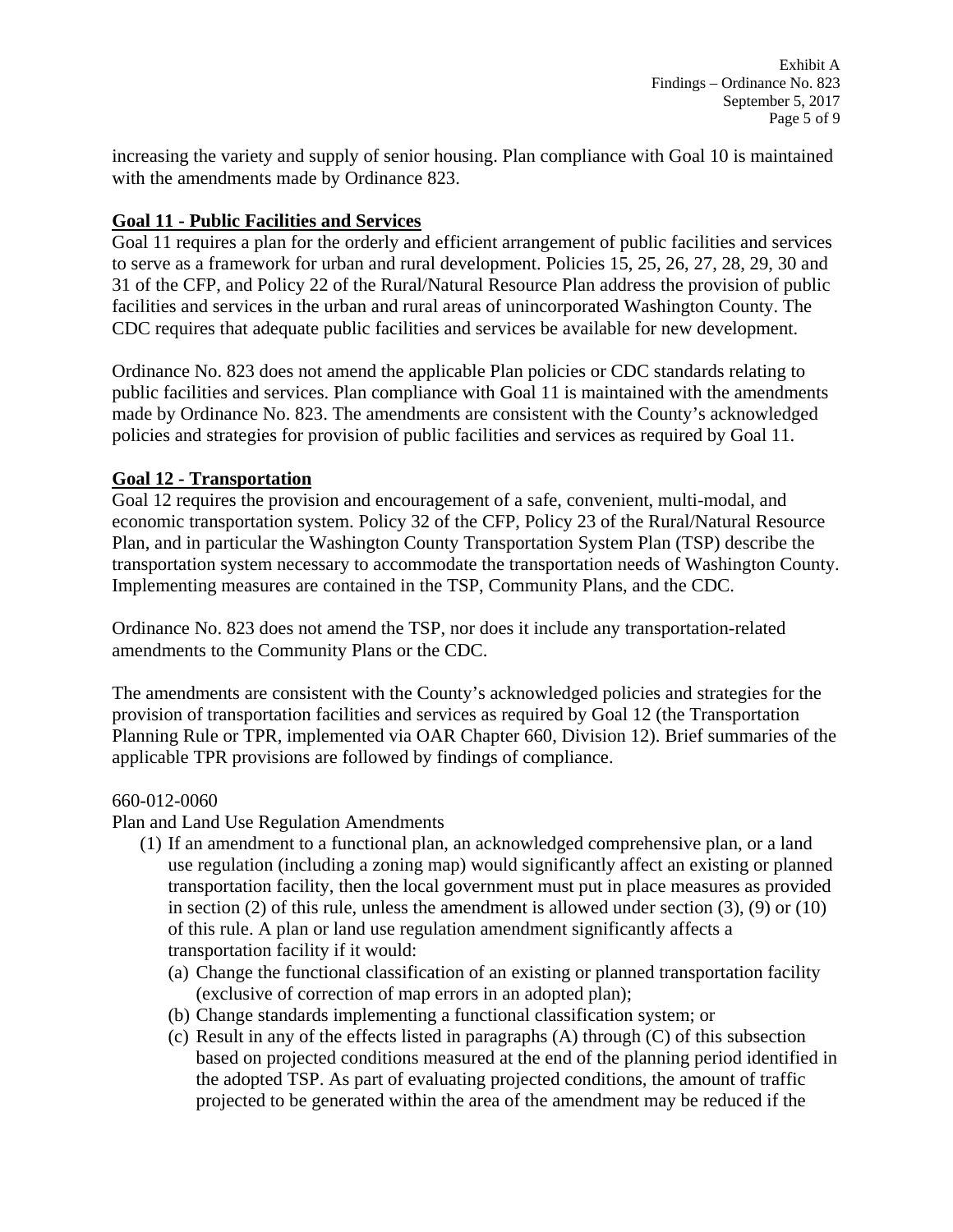increasing the variety and supply of senior housing. Plan compliance with Goal 10 is maintained with the amendments made by Ordinance 823.

## Goal 11 - Public Facilities and Services

Goal 11 requires a plan for the orderly and efficient arrangement of public facilities and services to serve as a framework for urban and rural development. Policies 15, 25, 26, 27, 28, 29, 30 and 31 of the CFP, and Policy 22 of the Rural/Natural Resource Plan address the provision of public facilities and services in the urban and rural areas of unincorporated Washington County. The CDC requires that adequate public facilities and services be available for new development.

Ordinance No. 823 does not amend the applicable Plan policies or CDC standards relating to public facilities and services. Plan compliance with Goal 11 is maintained with the amendments made by Ordinance No. 823. The amendments are consistent with the County's acknowledged policies and strategies for provision of public facilities and services as required by Goal 11.

## Goal 12 - Transportation

Goal 12 requires the provision and encouragement of a safe, convenient, multi-modal, and economic transportation system. Policy 32 of the CFP, Policy 23 of the Rural/Natural Resource Plan, and in particular the Washington County Transportation System Plan (TSP) describe the transportation system necessary to accommodate the transportation needs of Washington County. Implementing measures are contained in the TSP, Community Plans, and the CDC.

Ordinance No. 823 does not amend the TSP, nor does it include any transportation-related amendments to the Community Plans or the CDC.

The amendments are consistent with the County's acknowledged policies and strategies for the provision of transportation facilities and services as required by Goal 12 (the Transportation Planning Rule or TPR, implemented via OAR Chapter 660, Division 12). Brief summaries of the applicable TPR provisions are followed by findings of compliance.

660-012-0060

Plan and Land Use Regulation Amendments

(1) If an amendment to a functional plan, an acknowledged comprehensive plan, or a land use regulation (including a zoning map) would significantly affect an existing or planned transportation facility, then the local government must put in place measures as provided in section (2) of this rule, unless the amendment is allowed under section (3), (9) or (10) of this rule. A plan or land use regulation amendment significantly affects a transportation facility if it would:

   (a) Change the functional classification of an existing or planned transportation facility (exclusive of correction of map errors in an adopted plan);

   (b) Change standards implementing a functional classification system; or

   (c) Result in any of the effects listed in paragraphs (A) through (C) of this subsection based on projected conditions measured at the end of the planning period identified in the adopted TSP. As part of evaluating projected conditions, the amount of traffic projected to be generated within the area of the amendment may be reduced if the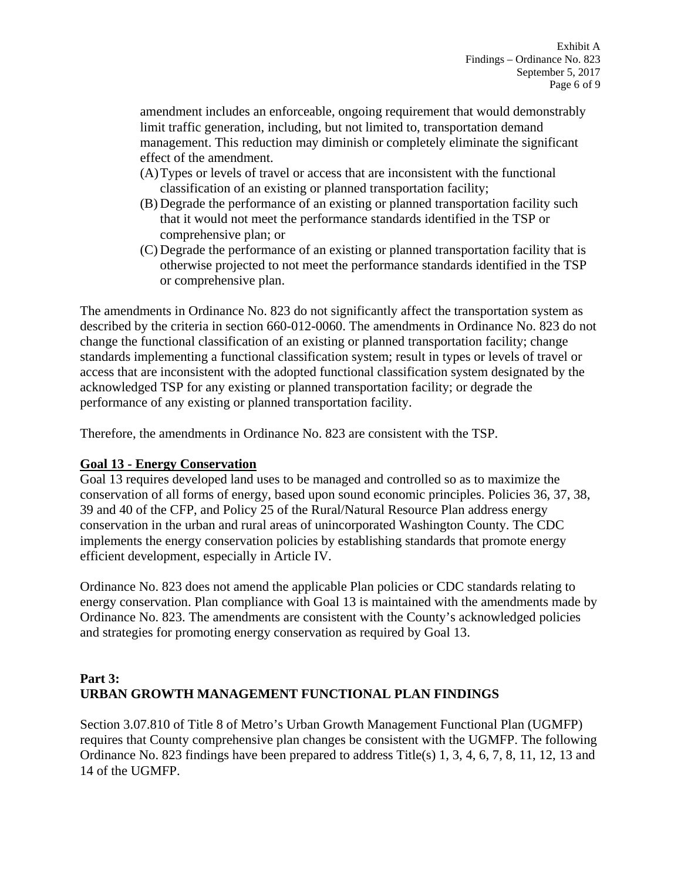amendment includes an enforceable, ongoing requirement that would demonstrably limit traffic generation, including, but not limited to, transportation demand management. This reduction may diminish or completely eliminate the significant effect of the amendment.

(A) Types or levels of travel or access that are inconsistent with the functional classification of an existing or planned transportation facility;

(B) Degrade the performance of an existing or planned transportation facility such that it would not meet the performance standards identified in the TSP or comprehensive plan; or

(C) Degrade the performance of an existing or planned transportation facility that is otherwise projected to not meet the performance standards identified in the TSP or comprehensive plan.

The amendments in Ordinance No. 823 do not significantly affect the transportation system as described by the criteria in section 660-012-0060. The amendments in Ordinance No. 823 do not change the functional classification of an existing or planned transportation facility; change standards implementing a functional classification system; result in types or levels of travel or access that are inconsistent with the adopted functional classification system designated by the acknowledged TSP for any existing or planned transportation facility; or degrade the performance of any existing or planned transportation facility.

Therefore, the amendments in Ordinance No. 823 are consistent with the TSP.

**Goal 13 - Energy Conservation**

Goal 13 requires developed land uses to be managed and controlled so as to maximize the conservation of all forms of energy, based upon sound economic principles. Policies 36, 37, 38, 39 and 40 of the CFP, and Policy 25 of the Rural/Natural Resource Plan address energy conservation in the urban and rural areas of unincorporated Washington County. The CDC implements the energy conservation policies by establishing standards that promote energy efficient development, especially in Article IV.

Ordinance No. 823 does not amend the applicable Plan policies or CDC standards relating to energy conservation. Plan compliance with Goal 13 is maintained with the amendments made by Ordinance No. 823. The amendments are consistent with the County's acknowledged policies and strategies for promoting energy conservation as required by Goal 13.

## Part 3:
## URBAN GROWTH MANAGEMENT FUNCTIONAL PLAN FINDINGS

Section 3.07.810 of Title 8 of Metro's Urban Growth Management Functional Plan (UGMFP) requires that County comprehensive plan changes be consistent with the UGMFP. The following Ordinance No. 823 findings have been prepared to address Title(s) 1, 3, 4, 6, 7, 8, 11, 12, 13 and 14 of the UGMFP.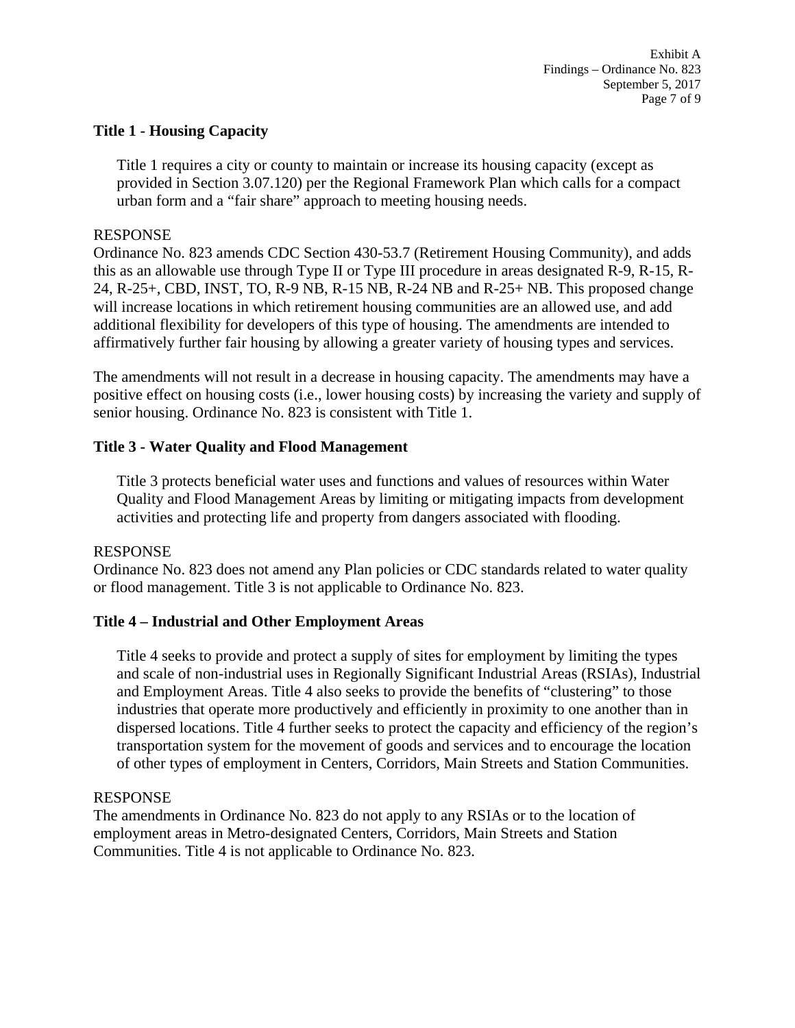**Title 1 - Housing Capacity**

> Title 1 requires a city or county to maintain or increase its housing capacity (except as provided in Section 3.07.120) per the Regional Framework Plan which calls for a compact urban form and a "fair share" approach to meeting housing needs.

RESPONSE
Ordinance No. 823 amends CDC Section 430-53.7 (Retirement Housing Community), and adds this as an allowable use through Type II or Type III procedure in areas designated R-9, R-15, R-24, R-25+, CBD, INST, TO, R-9 NB, R-15 NB, R-24 NB and R-25+ NB. This proposed change will increase locations in which retirement housing communities are an allowed use, and add additional flexibility for developers of this type of housing. The amendments are intended to affirmatively further fair housing by allowing a greater variety of housing types and services.

The amendments will not result in a decrease in housing capacity. The amendments may have a positive effect on housing costs (i.e., lower housing costs) by increasing the variety and supply of senior housing. Ordinance No. 823 is consistent with Title 1.

**Title 3 - Water Quality and Flood Management**

> Title 3 protects beneficial water uses and functions and values of resources within Water Quality and Flood Management Areas by limiting or mitigating impacts from development activities and protecting life and property from dangers associated with flooding.

RESPONSE
Ordinance No. 823 does not amend any Plan policies or CDC standards related to water quality or flood management. Title 3 is not applicable to Ordinance No. 823.

**Title 4 – Industrial and Other Employment Areas**

> Title 4 seeks to provide and protect a supply of sites for employment by limiting the types and scale of non-industrial uses in Regionally Significant Industrial Areas (RSIAs), Industrial and Employment Areas. Title 4 also seeks to provide the benefits of "clustering" to those industries that operate more productively and efficiently in proximity to one another than in dispersed locations. Title 4 further seeks to protect the capacity and efficiency of the region's transportation system for the movement of goods and services and to encourage the location of other types of employment in Centers, Corridors, Main Streets and Station Communities.

RESPONSE
The amendments in Ordinance No. 823 do not apply to any RSIAs or to the location of employment areas in Metro-designated Centers, Corridors, Main Streets and Station Communities. Title 4 is not applicable to Ordinance No. 823.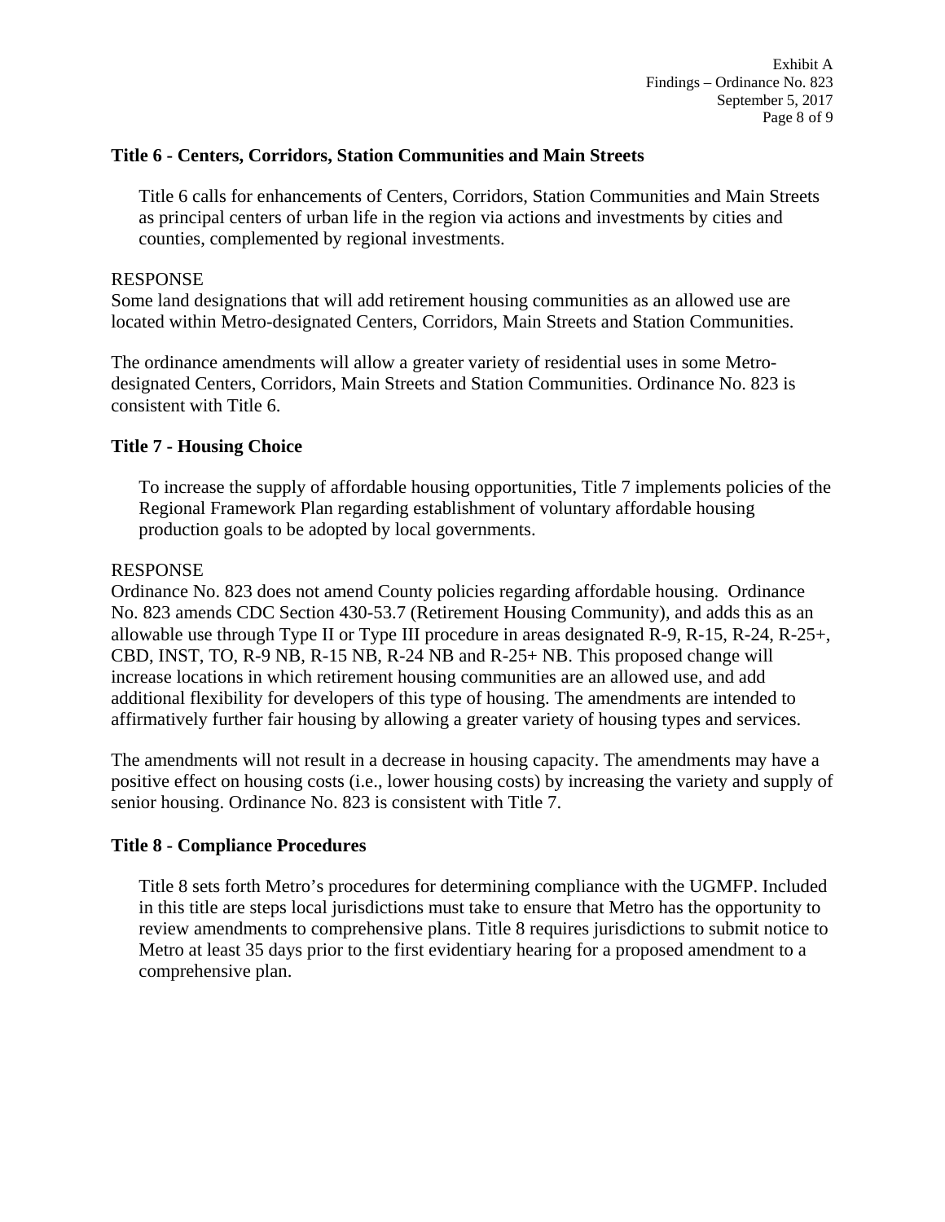### Title 6 - Centers, Corridors, Station Communities and Main Streets

> Title 6 calls for enhancements of Centers, Corridors, Station Communities and Main Streets as principal centers of urban life in the region via actions and investments by cities and counties, complemented by regional investments.

RESPONSE
Some land designations that will add retirement housing communities as an allowed use are located within Metro-designated Centers, Corridors, Main Streets and Station Communities.

The ordinance amendments will allow a greater variety of residential uses in some Metro-designated Centers, Corridors, Main Streets and Station Communities. Ordinance No. 823 is consistent with Title 6.

### Title 7 - Housing Choice

> To increase the supply of affordable housing opportunities, Title 7 implements policies of the Regional Framework Plan regarding establishment of voluntary affordable housing production goals to be adopted by local governments.

RESPONSE
Ordinance No. 823 does not amend County policies regarding affordable housing. Ordinance No. 823 amends CDC Section 430-53.7 (Retirement Housing Community), and adds this as an allowable use through Type II or Type III procedure in areas designated R-9, R-15, R-24, R-25+, CBD, INST, TO, R-9 NB, R-15 NB, R-24 NB and R-25+ NB. This proposed change will increase locations in which retirement housing communities are an allowed use, and add additional flexibility for developers of this type of housing. The amendments are intended to affirmatively further fair housing by allowing a greater variety of housing types and services.

The amendments will not result in a decrease in housing capacity. The amendments may have a positive effect on housing costs (i.e., lower housing costs) by increasing the variety and supply of senior housing. Ordinance No. 823 is consistent with Title 7.

### Title 8 - Compliance Procedures

> Title 8 sets forth Metro's procedures for determining compliance with the UGMFP. Included in this title are steps local jurisdictions must take to ensure that Metro has the opportunity to review amendments to comprehensive plans. Title 8 requires jurisdictions to submit notice to Metro at least 35 days prior to the first evidentiary hearing for a proposed amendment to a comprehensive plan.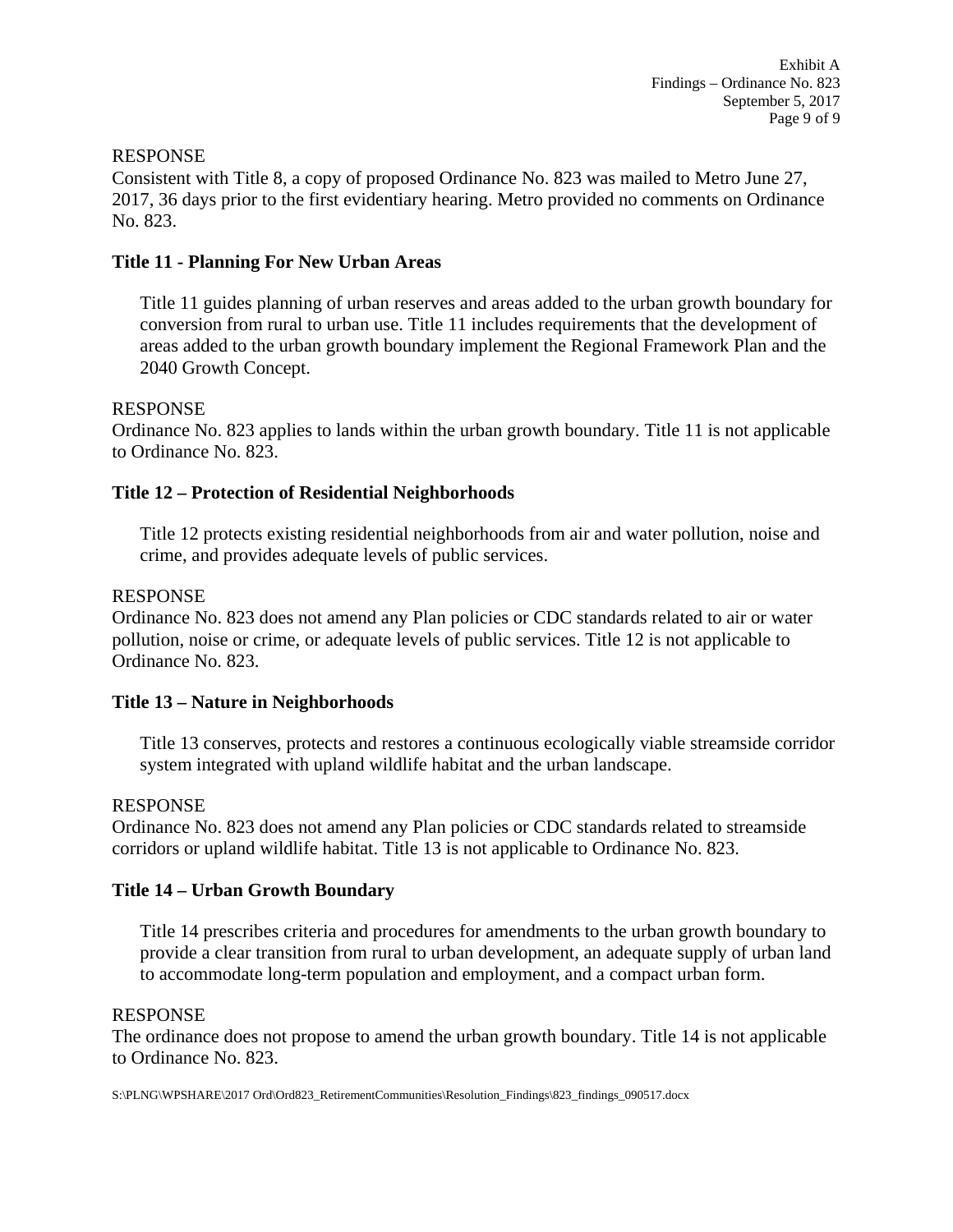RESPONSE

Consistent with Title 8, a copy of proposed Ordinance No. 823 was mailed to Metro June 27, 2017, 36 days prior to the first evidentiary hearing. Metro provided no comments on Ordinance No. 823.

**Title 11 - Planning For New Urban Areas**

> Title 11 guides planning of urban reserves and areas added to the urban growth boundary for conversion from rural to urban use. Title 11 includes requirements that the development of areas added to the urban growth boundary implement the Regional Framework Plan and the 2040 Growth Concept.

RESPONSE

Ordinance No. 823 applies to lands within the urban growth boundary. Title 11 is not applicable to Ordinance No. 823.

**Title 12 – Protection of Residential Neighborhoods**

> Title 12 protects existing residential neighborhoods from air and water pollution, noise and crime, and provides adequate levels of public services.

RESPONSE

Ordinance No. 823 does not amend any Plan policies or CDC standards related to air or water pollution, noise or crime, or adequate levels of public services. Title 12 is not applicable to Ordinance No. 823.

**Title 13 – Nature in Neighborhoods**

> Title 13 conserves, protects and restores a continuous ecologically viable streamside corridor system integrated with upland wildlife habitat and the urban landscape.

RESPONSE

Ordinance No. 823 does not amend any Plan policies or CDC standards related to streamside corridors or upland wildlife habitat. Title 13 is not applicable to Ordinance No. 823.

**Title 14 – Urban Growth Boundary**

> Title 14 prescribes criteria and procedures for amendments to the urban growth boundary to provide a clear transition from rural to urban development, an adequate supply of urban land to accommodate long-term population and employment, and a compact urban form.

RESPONSE

The ordinance does not propose to amend the urban growth boundary. Title 14 is not applicable to Ordinance No. 823.